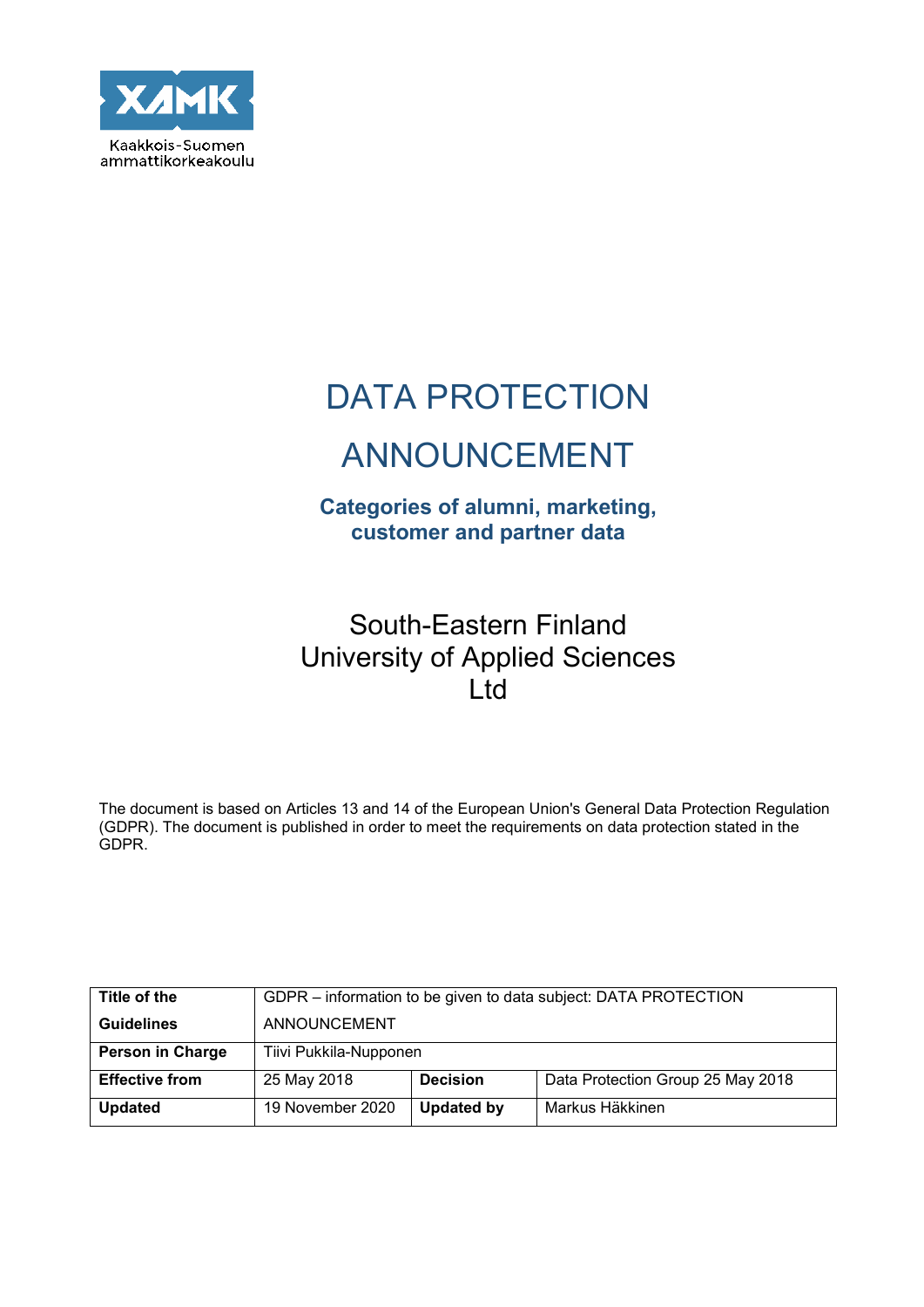Kaakkois-Suomen ammattikorkeakoulu

# DATA PROTECTION ANNOUNCEMENT

## Categories of alumni, marketing, customer and partner data

South-Eastern Finland University of Applied Sciences Ltd

The document is based on Articles 13 and 14 of the European Union's General Data Protection Regulation (GDPR). The document is published in order to meet the requirements on data protection stated in the GDPR.

| **Title of the Guidelines** | GDPR – information to be given to data subject: DATA PROTECTION ANNOUNCEMENT | | |
|---|---|---|---|
| **Person in Charge** | Tiivi Pukkila-Nupponen | | |
| **Effective from** | 25 May 2018 | **Decision** | Data Protection Group 25 May 2018 |
| **Updated** | 19 November 2020 | **Updated by** | Markus Häkkinen |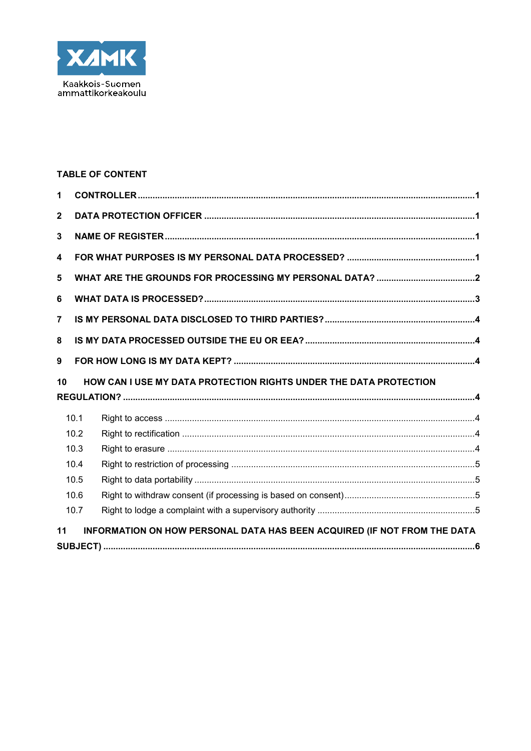Kaakkois-Suomen ammattikorkeakoulu

**TABLE OF CONTENT**

**1 CONTROLLER** ..... 1

**2 DATA PROTECTION OFFICER** ..... 1

**3 NAME OF REGISTER** ..... 1

**4 FOR WHAT PURPOSES IS MY PERSONAL DATA PROCESSED?** ..... 1

**5 WHAT ARE THE GROUNDS FOR PROCESSING MY PERSONAL DATA?** ..... 2

**6 WHAT DATA IS PROCESSED?** ..... 3

**7 IS MY PERSONAL DATA DISCLOSED TO THIRD PARTIES?** ..... 4

**8 IS MY DATA PROCESSED OUTSIDE THE EU OR EEA?** ..... 4

**9 FOR HOW LONG IS MY DATA KEPT?** ..... 4

**10 HOW CAN I USE MY DATA PROTECTION RIGHTS UNDER THE DATA PROTECTION REGULATION?** ..... 4

- 10.1 Right to access ..... 4
- 10.2 Right to rectification ..... 4
- 10.3 Right to erasure ..... 4
- 10.4 Right to restriction of processing ..... 5
- 10.5 Right to data portability ..... 5
- 10.6 Right to withdraw consent (if processing is based on consent) ..... 5
- 10.7 Right to lodge a complaint with a supervisory authority ..... 5

**11 INFORMATION ON HOW PERSONAL DATA HAS BEEN ACQUIRED (IF NOT FROM THE DATA SUBJECT)** ..... 6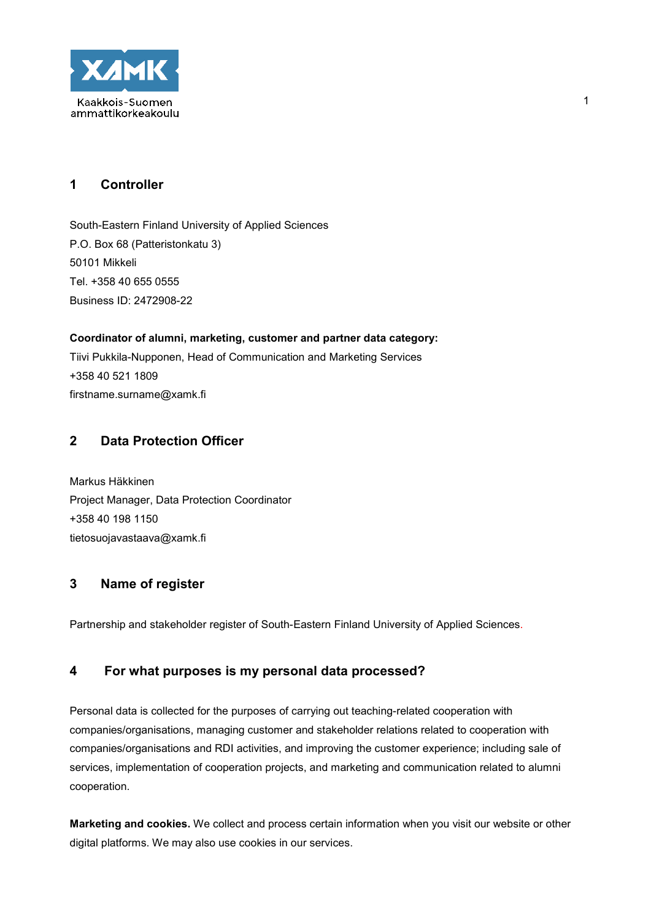## 1 Controller

South-Eastern Finland University of Applied Sciences
P.O. Box 68 (Patteristonkatu 3)
50101 Mikkeli
Tel. +358 40 655 0555
Business ID: 2472908-22

**Coordinator of alumni, marketing, customer and partner data category:**
Tiivi Pukkila-Nupponen, Head of Communication and Marketing Services
+358 40 521 1809
firstname.surname@xamk.fi

## 2 Data Protection Officer

Markus Häkkinen
Project Manager, Data Protection Coordinator
+358 40 198 1150
tietosuojavastaava@xamk.fi

## 3 Name of register

Partnership and stakeholder register of South-Eastern Finland University of Applied Sciences.

## 4 For what purposes is my personal data processed?

Personal data is collected for the purposes of carrying out teaching-related cooperation with companies/organisations, managing customer and stakeholder relations related to cooperation with companies/organisations and RDI activities, and improving the customer experience; including sale of services, implementation of cooperation projects, and marketing and communication related to alumni cooperation.

**Marketing and cookies.** We collect and process certain information when you visit our website or other digital platforms. We may also use cookies in our services.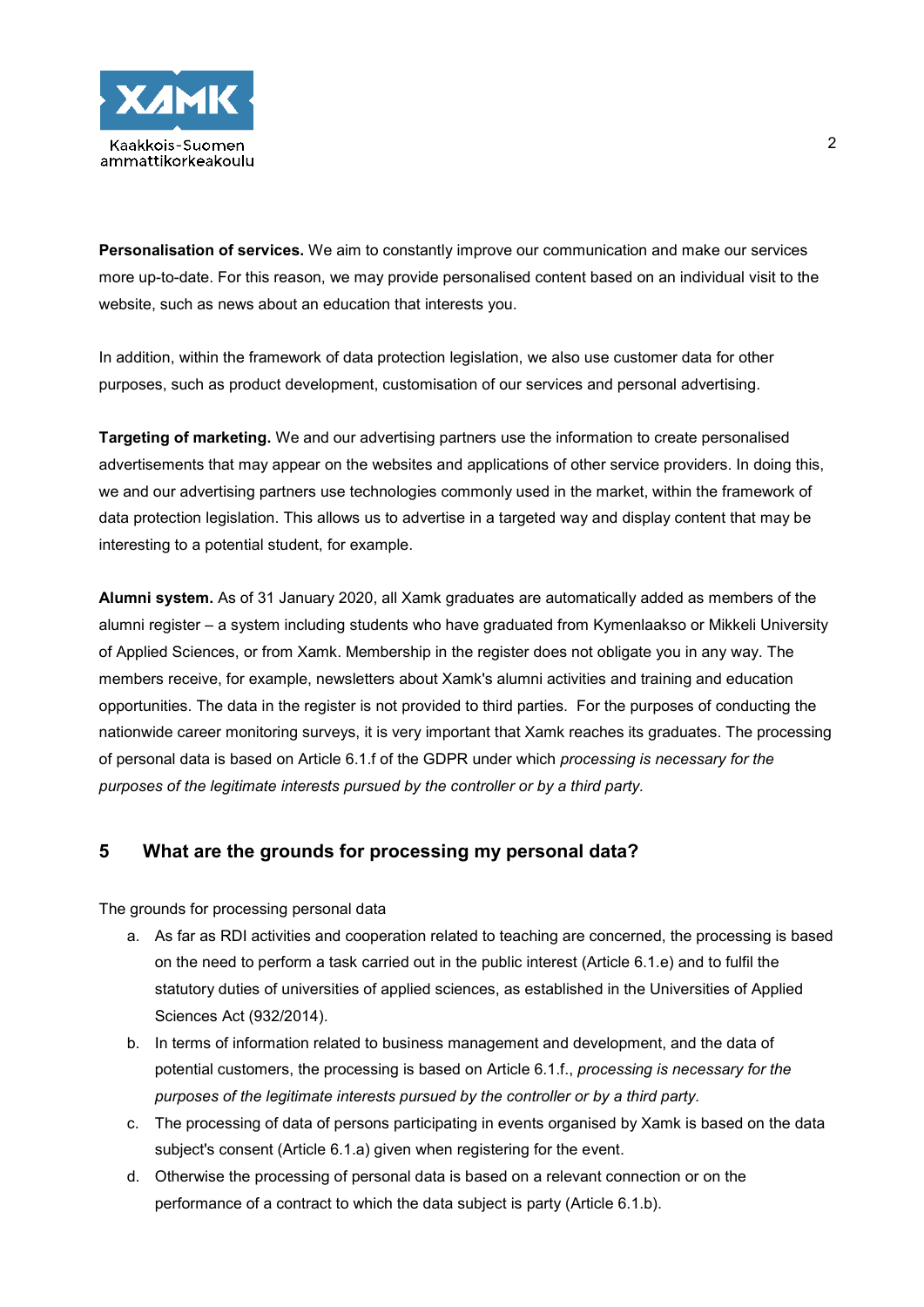**Personalisation of services.** We aim to constantly improve our communication and make our services more up-to-date. For this reason, we may provide personalised content based on an individual visit to the website, such as news about an education that interests you.

In addition, within the framework of data protection legislation, we also use customer data for other purposes, such as product development, customisation of our services and personal advertising.

**Targeting of marketing.** We and our advertising partners use the information to create personalised advertisements that may appear on the websites and applications of other service providers. In doing this, we and our advertising partners use technologies commonly used in the market, within the framework of data protection legislation. This allows us to advertise in a targeted way and display content that may be interesting to a potential student, for example.

**Alumni system.** As of 31 January 2020, all Xamk graduates are automatically added as members of the alumni register – a system including students who have graduated from Kymenlaakso or Mikkeli University of Applied Sciences, or from Xamk. Membership in the register does not obligate you in any way. The members receive, for example, newsletters about Xamk's alumni activities and training and education opportunities. The data in the register is not provided to third parties. For the purposes of conducting the nationwide career monitoring surveys, it is very important that Xamk reaches its graduates. The processing of personal data is based on Article 6.1.f of the GDPR under which *processing is necessary for the purposes of the legitimate interests pursued by the controller or by a third party.*

## 5 What are the grounds for processing my personal data?

The grounds for processing personal data

a. As far as RDI activities and cooperation related to teaching are concerned, the processing is based on the need to perform a task carried out in the public interest (Article 6.1.e) and to fulfil the statutory duties of universities of applied sciences, as established in the Universities of Applied Sciences Act (932/2014).
b. In terms of information related to business management and development, and the data of potential customers, the processing is based on Article 6.1.f., *processing is necessary for the purposes of the legitimate interests pursued by the controller or by a third party.*
c. The processing of data of persons participating in events organised by Xamk is based on the data subject's consent (Article 6.1.a) given when registering for the event.
d. Otherwise the processing of personal data is based on a relevant connection or on the performance of a contract to which the data subject is party (Article 6.1.b).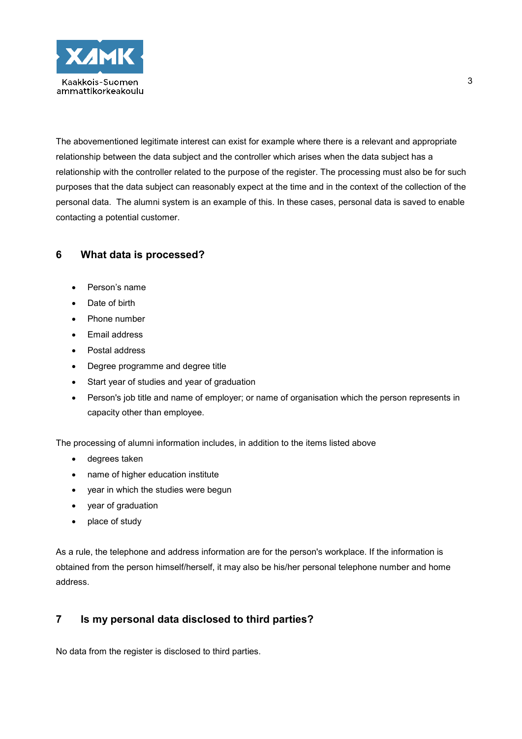The abovementioned legitimate interest can exist for example where there is a relevant and appropriate relationship between the data subject and the controller which arises when the data subject has a relationship with the controller related to the purpose of the register. The processing must also be for such purposes that the data subject can reasonably expect at the time and in the context of the collection of the personal data. The alumni system is an example of this. In these cases, personal data is saved to enable contacting a potential customer.

## 6 What data is processed?

- Person’s name
- Date of birth
- Phone number
- Email address
- Postal address
- Degree programme and degree title
- Start year of studies and year of graduation
- Person's job title and name of employer; or name of organisation which the person represents in capacity other than employee.

The processing of alumni information includes, in addition to the items listed above

- degrees taken
- name of higher education institute
- year in which the studies were begun
- year of graduation
- place of study

As a rule, the telephone and address information are for the person's workplace. If the information is obtained from the person himself/herself, it may also be his/her personal telephone number and home address.

## 7 Is my personal data disclosed to third parties?

No data from the register is disclosed to third parties.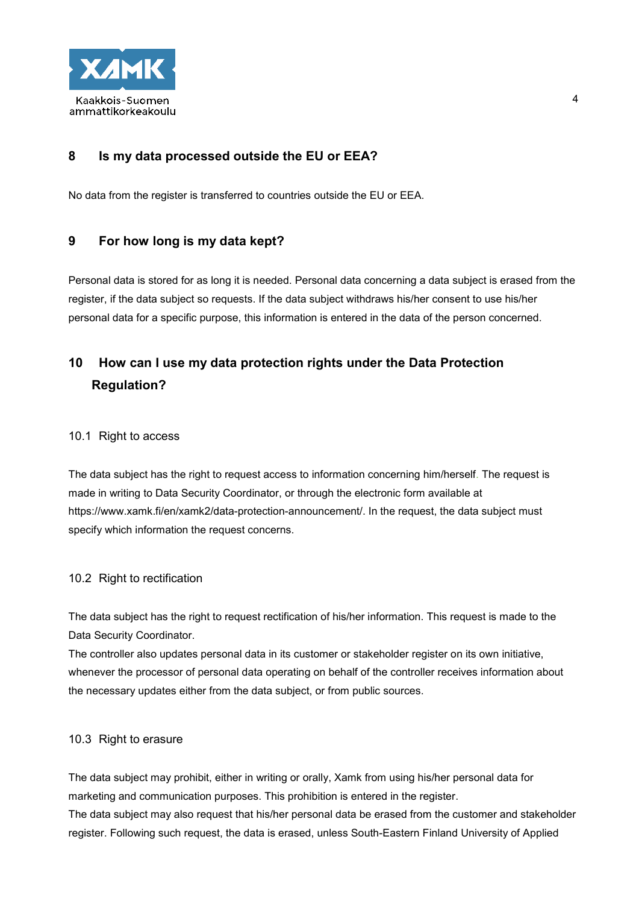## 8 Is my data processed outside the EU or EEA?

No data from the register is transferred to countries outside the EU or EEA.

## 9 For how long is my data kept?

Personal data is stored for as long it is needed. Personal data concerning a data subject is erased from the register, if the data subject so requests. If the data subject withdraws his/her consent to use his/her personal data for a specific purpose, this information is entered in the data of the person concerned.

## 10 How can I use my data protection rights under the Data Protection Regulation?

### 10.1 Right to access

The data subject has the right to request access to information concerning him/herself. The request is made in writing to Data Security Coordinator, or through the electronic form available at https://www.xamk.fi/en/xamk2/data-protection-announcement/. In the request, the data subject must specify which information the request concerns.

### 10.2 Right to rectification

The data subject has the right to request rectification of his/her information. This request is made to the Data Security Coordinator.
The controller also updates personal data in its customer or stakeholder register on its own initiative, whenever the processor of personal data operating on behalf of the controller receives information about the necessary updates either from the data subject, or from public sources.

### 10.3 Right to erasure

The data subject may prohibit, either in writing or orally, Xamk from using his/her personal data for marketing and communication purposes. This prohibition is entered in the register.
The data subject may also request that his/her personal data be erased from the customer and stakeholder register. Following such request, the data is erased, unless South-Eastern Finland University of Applied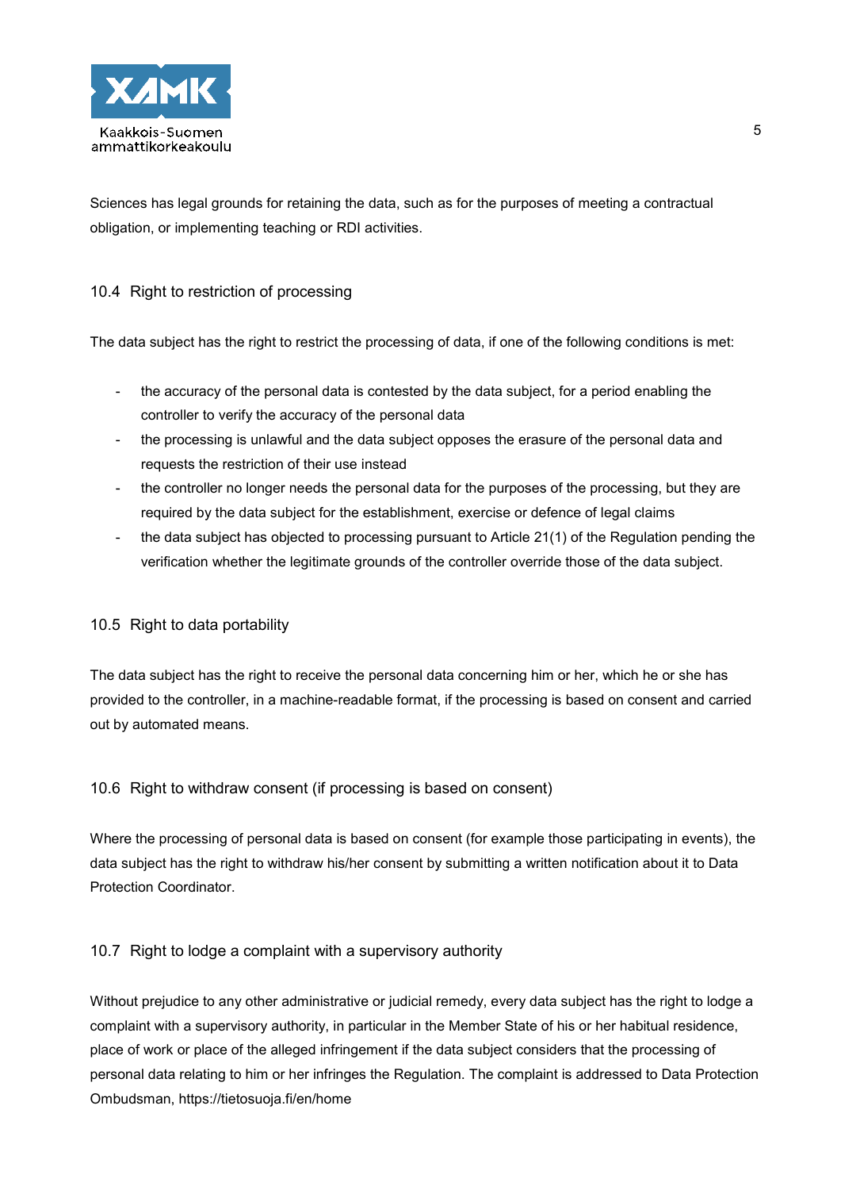Sciences has legal grounds for retaining the data, such as for the purposes of meeting a contractual obligation, or implementing teaching or RDI activities.

### 10.4 Right to restriction of processing

The data subject has the right to restrict the processing of data, if one of the following conditions is met:

- the accuracy of the personal data is contested by the data subject, for a period enabling the controller to verify the accuracy of the personal data
- the processing is unlawful and the data subject opposes the erasure of the personal data and requests the restriction of their use instead
- the controller no longer needs the personal data for the purposes of the processing, but they are required by the data subject for the establishment, exercise or defence of legal claims
- the data subject has objected to processing pursuant to Article 21(1) of the Regulation pending the verification whether the legitimate grounds of the controller override those of the data subject.

### 10.5 Right to data portability

The data subject has the right to receive the personal data concerning him or her, which he or she has provided to the controller, in a machine-readable format, if the processing is based on consent and carried out by automated means.

### 10.6 Right to withdraw consent (if processing is based on consent)

Where the processing of personal data is based on consent (for example those participating in events), the data subject has the right to withdraw his/her consent by submitting a written notification about it to Data Protection Coordinator.

### 10.7 Right to lodge a complaint with a supervisory authority

Without prejudice to any other administrative or judicial remedy, every data subject has the right to lodge a complaint with a supervisory authority, in particular in the Member State of his or her habitual residence, place of work or place of the alleged infringement if the data subject considers that the processing of personal data relating to him or her infringes the Regulation. The complaint is addressed to Data Protection Ombudsman, https://tietosuoja.fi/en/home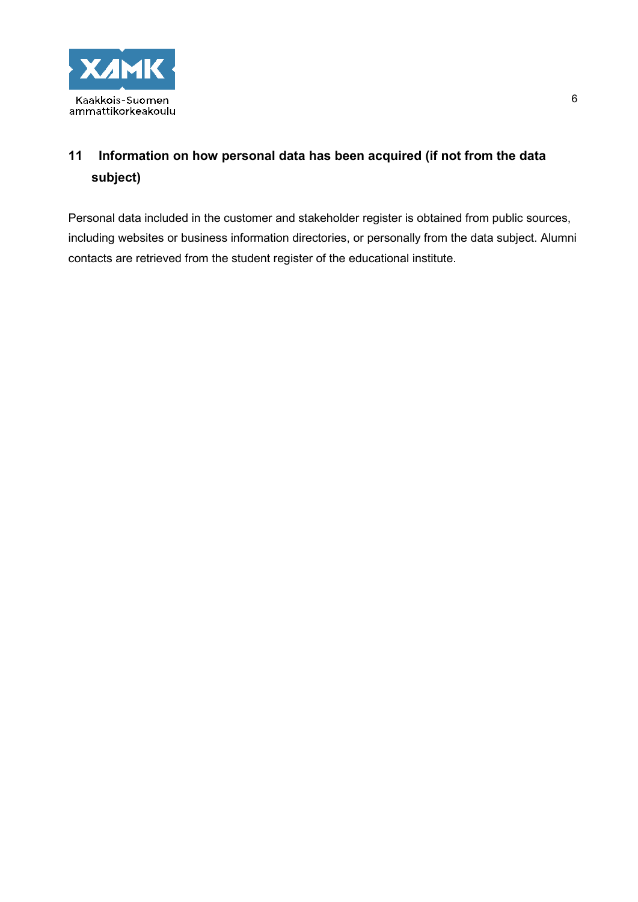## 11 Information on how personal data has been acquired (if not from the data subject)

Personal data included in the customer and stakeholder register is obtained from public sources, including websites or business information directories, or personally from the data subject. Alumni contacts are retrieved from the student register of the educational institute.